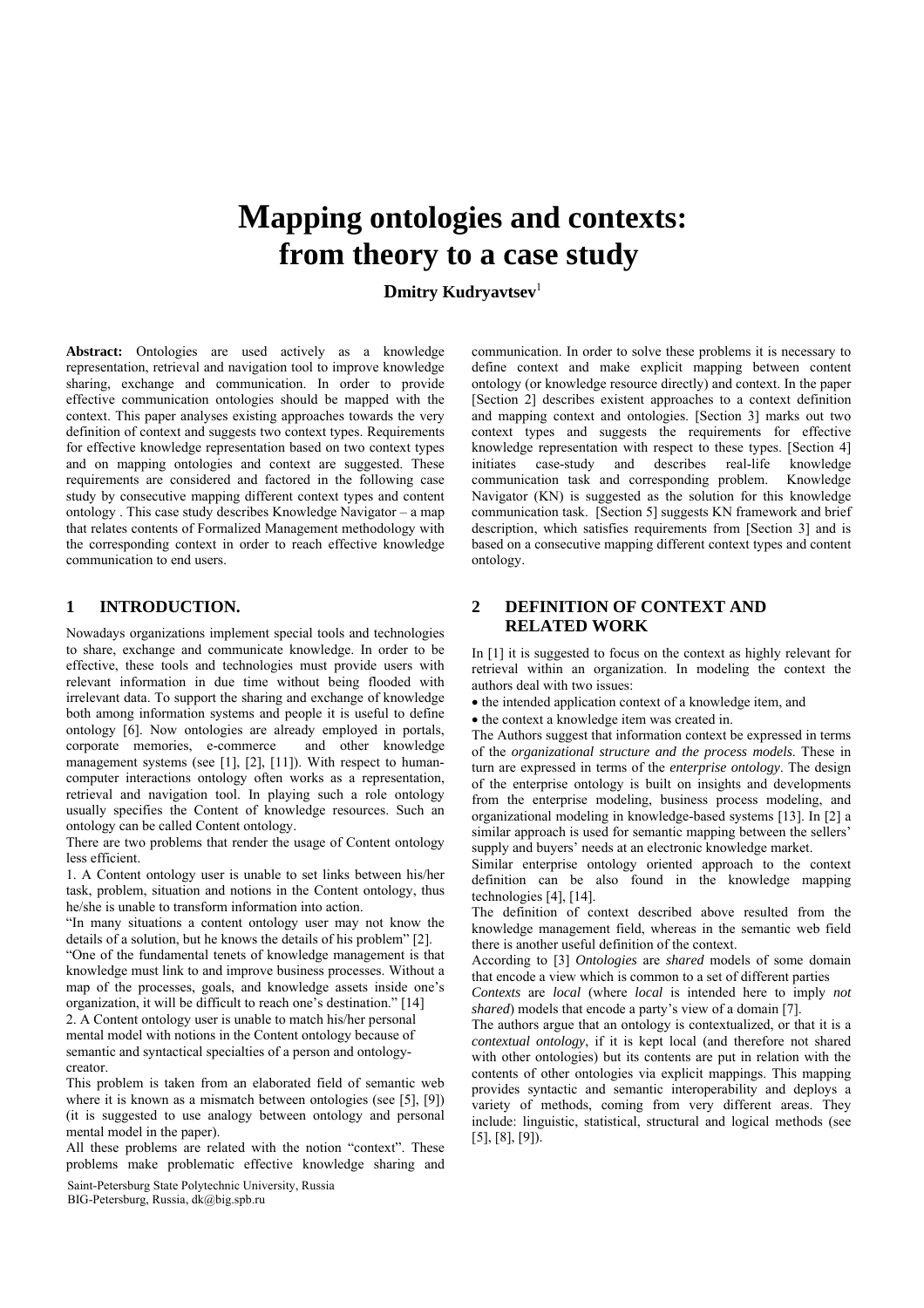# Mapping ontologies and contexts: from theory to a case study

**Dmitry Kudryavtsev**[1]

**Abstract:** Ontologies are used actively as a knowledge representation, retrieval and navigation tool to improve knowledge sharing, exchange and communication. In order to provide effective communication ontologies should be mapped with the context. This paper analyses existing approaches towards the very definition of context and suggests two context types. Requirements for effective knowledge representation based on two context types and on mapping ontologies and context are suggested. These requirements are considered and factored in the following case study by consecutive mapping different context types and content ontology . This case study describes Knowledge Navigator – a map that relates contents of Formalized Management methodology with the corresponding context in order to reach effective knowledge communication to end users.

## 1 INTRODUCTION.

Nowadays organizations implement special tools and technologies to share, exchange and communicate knowledge. In order to be effective, these tools and technologies must provide users with relevant information in due time without being flooded with irrelevant data. To support the sharing and exchange of knowledge both among information systems and people it is useful to define ontology [6]. Now ontologies are already employed in portals, corporate memories, e-commerce and other knowledge management systems (see [1], [2], [11]). With respect to human-computer interactions ontology often works as a representation, retrieval and navigation tool. In playing such a role ontology usually specifies the Content of knowledge resources. Such an ontology can be called Content ontology.

There are two problems that render the usage of Content ontology less efficient.

1. A Content ontology user is unable to set links between his/her task, problem, situation and notions in the Content ontology, thus he/she is unable to transform information into action.

"In many situations a content ontology user may not know the details of a solution, but he knows the details of his problem" [2].

"One of the fundamental tenets of knowledge management is that knowledge must link to and improve business processes. Without a map of the processes, goals, and knowledge assets inside one's organization, it will be difficult to reach one's destination." [14]

2. A Content ontology user is unable to match his/her personal mental model with notions in the Content ontology because of semantic and syntactical specialties of a person and ontology-creator.

This problem is taken from an elaborated field of semantic web where it is known as a mismatch between ontologies (see [5], [9]) (it is suggested to use analogy between ontology and personal mental model in the paper).

All these problems are related with the notion "context". These problems make problematic effective knowledge sharing and communication. In order to solve these problems it is necessary to define context and make explicit mapping between content ontology (or knowledge resource directly) and context. In the paper [Section 2] describes existent approaches to a context definition and mapping context and ontologies. [Section 3] marks out two context types and suggests the requirements for effective knowledge representation with respect to these types. [Section 4] initiates case-study and describes real-life knowledge communication task and corresponding problem. Knowledge Navigator (KN) is suggested as the solution for this knowledge communication task. [Section 5] suggests KN framework and brief description, which satisfies requirements from [Section 3] and is based on a consecutive mapping different context types and content ontology.

## 2 DEFINITION OF CONTEXT AND RELATED WORK

In [1] it is suggested to focus on the context as highly relevant for retrieval within an organization. In modeling the context the authors deal with two issues:

- the intended application context of a knowledge item, and
- the context a knowledge item was created in.

The Authors suggest that information context be expressed in terms of the *organizational structure and the process models*. These in turn are expressed in terms of the *enterprise ontology*. The design of the enterprise ontology is built on insights and developments from the enterprise modeling, business process modeling, and organizational modeling in knowledge-based systems [13]. In [2] a similar approach is used for semantic mapping between the sellers' supply and buyers' needs at an electronic knowledge market.

Similar enterprise ontology oriented approach to the context definition can be also found in the knowledge mapping technologies [4], [14].

The definition of context described above resulted from the knowledge management field, whereas in the semantic web field there is another useful definition of the context.

According to [3] *Ontologies* are *shared* models of some domain that encode a view which is common to a set of different parties

*Contexts* are *local* (where *local* is intended here to imply *not shared*) models that encode a party's view of a domain [7].

The authors argue that an ontology is contextualized, or that it is a *contextual ontology*, if it is kept local (and therefore not shared with other ontologies) but its contents are put in relation with the contents of other ontologies via explicit mappings. This mapping provides syntactic and semantic interoperability and deploys a variety of methods, coming from very different areas. They include: linguistic, statistical, structural and logical methods (see [5], [8], [9]).

[1] Saint-Petersburg State Polytechnic University, Russia
BIG-Petersburg, Russia, dk@big.spb.ru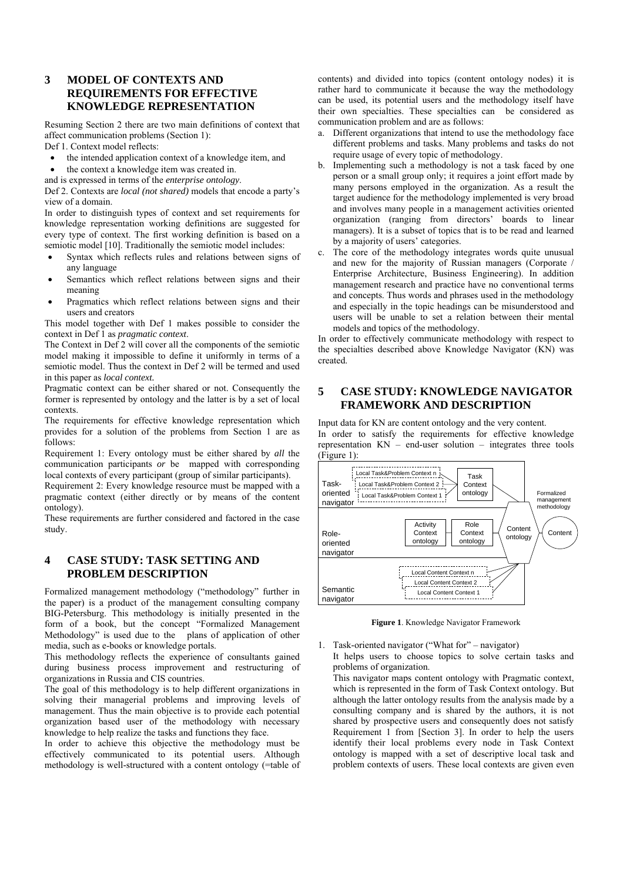## 3 MODEL OF CONTEXTS AND REQUIREMENTS FOR EFFECTIVE KNOWLEDGE REPRESENTATION

Resuming Section 2 there are two main definitions of context that affect communication problems (Section 1):

Def 1. Context model reflects:

- the intended application context of a knowledge item, and
- the context a knowledge item was created in.

and is expressed in terms of the *enterprise ontology*.

Def 2. Contexts are *local (not shared)* models that encode a party's view of a domain.

In order to distinguish types of context and set requirements for knowledge representation working definitions are suggested for every type of context. The first working definition is based on a semiotic model [10]. Traditionally the semiotic model includes:

- Syntax which reflects rules and relations between signs of any language
- Semantics which reflect relations between signs and their meaning
- Pragmatics which reflect relations between signs and their users and creators

This model together with Def 1 makes possible to consider the context in Def 1 as *pragmatic context*.

The Context in Def 2 will cover all the components of the semiotic model making it impossible to define it uniformly in terms of a semiotic model. Thus the context in Def 2 will be termed and used in this paper as *local context.*

Pragmatic context can be either shared or not. Consequently the former is represented by ontology and the latter is by a set of local contexts.

The requirements for effective knowledge representation which provides for a solution of the problems from Section 1 are as follows:

Requirement 1: Every ontology must be either shared by *all* the communication participants *or* be mapped with corresponding local contexts of every participant (group of similar participants).

Requirement 2: Every knowledge resource must be mapped with a pragmatic context (either directly or by means of the content ontology).

These requirements are further considered and factored in the case study.

## 4 CASE STUDY: TASK SETTING AND PROBLEM DESCRIPTION

Formalized management methodology ("methodology" further in the paper) is a product of the management consulting company BIG-Petersburg. This methodology is initially presented in the form of a book, but the concept "Formalized Management Methodology" is used due to the plans of application of other media, such as e-books or knowledge portals.

This methodology reflects the experience of consultants gained during business process improvement and restructuring of organizations in Russia and CIS countries.

The goal of this methodology is to help different organizations in solving their managerial problems and improving levels of management. Thus the main objective is to provide each potential organization based user of the methodology with necessary knowledge to help realize the tasks and functions they face.

In order to achieve this objective the methodology must be effectively communicated to its potential users. Although methodology is well-structured with a content ontology (=table of contents) and divided into topics (content ontology nodes) it is rather hard to communicate it because the way the methodology can be used, its potential users and the methodology itself have their own specialties. These specialties can be considered as communication problem and are as follows:

a. Different organizations that intend to use the methodology face different problems and tasks. Many problems and tasks do not require usage of every topic of methodology.
b. Implementing such a methodology is not a task faced by one person or a small group only; it requires a joint effort made by many persons employed in the organization. As a result the target audience for the methodology implemented is very broad and involves many people in a management activities oriented organization (ranging from directors' boards to linear managers). It is a subset of topics that is to be read and learned by a majority of users' categories.
c. The core of the methodology integrates words quite unusual and new for the majority of Russian managers (Corporate / Enterprise Architecture, Business Engineering). In addition management research and practice have no conventional terms and concepts. Thus words and phrases used in the methodology and especially in the topic headings can be misunderstood and users will be unable to set a relation between their mental models and topics of the methodology.

In order to effectively communicate methodology with respect to the specialties described above Knowledge Navigator (KN) was created.

## 5 CASE STUDY: KNOWLEDGE NAVIGATOR FRAMEWORK AND DESCRIPTION

Input data for KN are content ontology and the very content.

In order to satisfy the requirements for effective knowledge representation KN – end-user solution – integrates three tools (Figure 1):

**Figure 1**. Knowledge Navigator Framework

1. Task-oriented navigator ("What for" – navigator)

   It helps users to choose topics to solve certain tasks and problems of organization.

   This navigator maps content ontology with Pragmatic context, which is represented in the form of Task Context ontology. But although the latter ontology results from the analysis made by a consulting company and is shared by the authors, it is not shared by prospective users and consequently does not satisfy Requirement 1 from [Section 3]. In order to help the users identify their local problems every node in Task Context ontology is mapped with a set of descriptive local task and problem contexts of users. These local contexts are given even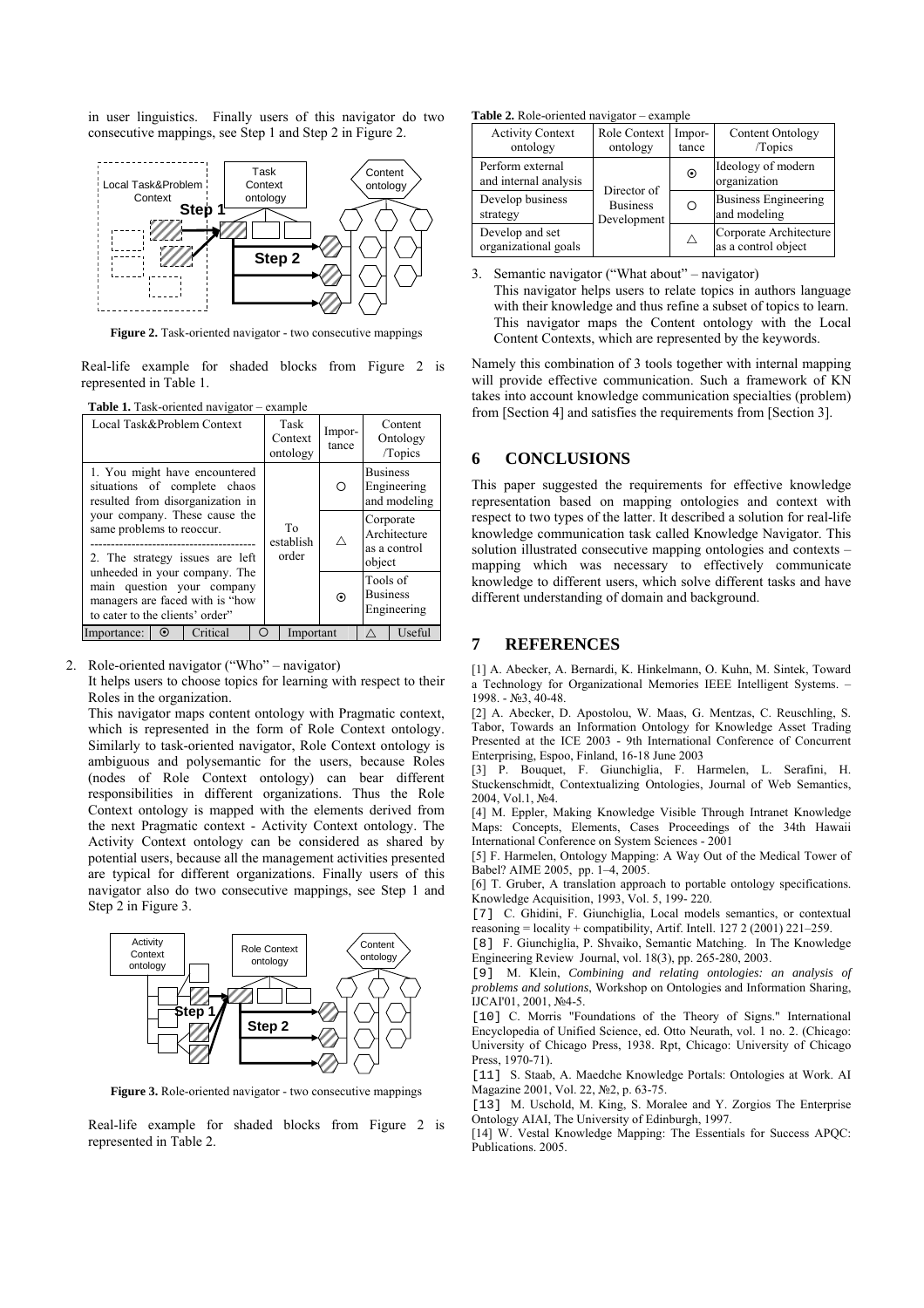in user linguistics. Finally users of this navigator do two consecutive mappings, see Step 1 and Step 2 in Figure 2.

Local Task&Problem Context

Task Context ontology

Content ontology

Step 1

Step 2

**Figure 2.** Task-oriented navigator - two consecutive mappings

Real-life example for shaded blocks from Figure 2 is represented in Table 1.

**Table 1.** Task-oriented navigator – example

| Local Task&Problem Context | Task Context ontology | Impor-tance | Content Ontology /Topics |
|---|---|---|---|
| 1. You might have encountered situations of complete chaos resulted from disorganization in your company. These cause the same problems to reoccur. | To establish order | ○ | Business Engineering and modeling |
| 2. The strategy issues are left unheeded in your company. The main question your company managers are faced with is "how to cater to the clients' order" | | △ | Corporate Architecture as a control object |
| | | ⊙ | Tools of Business Engineering |

Importance: ⊙ Critical ○ Important △ Useful

2. Role-oriented navigator ("Who" – navigator)

   It helps users to choose topics for learning with respect to their Roles in the organization.

   This navigator maps content ontology with Pragmatic context, which is represented in the form of Role Context ontology. Similarly to task-oriented navigator, Role Context ontology is ambiguous and polysemantic for the users, because Roles (nodes of Role Context ontology) can bear different responsibilities in different organizations. Thus the Role Context ontology is mapped with the elements derived from the next Pragmatic context - Activity Context ontology. The Activity Context ontology can be considered as shared by potential users, because all the management activities presented are typical for different organizations. Finally users of this navigator also do two consecutive mappings, see Step 1 and Step 2 in Figure 3.

Activity Context ontology

Role Context ontology

Content ontology

Step 1

Step 2

**Figure 3.** Role-oriented navigator - two consecutive mappings

Real-life example for shaded blocks from Figure 2 is represented in Table 2.

**Table 2.** Role-oriented navigator – example

| Activity Context ontology | Role Context ontology | Impor-tance | Content Ontology /Topics |
|---|---|---|---|
| Perform external and internal analysis | Director of Business Development | ⊙ | Ideology of modern organization |
| Develop business strategy | | ○ | Business Engineering and modeling |
| Develop and set organizational goals | | △ | Corporate Architecture as a control object |

3. Semantic navigator ("What about" – navigator)

   This navigator helps users to relate topics in authors language with their knowledge and thus refine a subset of topics to learn. This navigator maps the Content ontology with the Local Content Contexts, which are represented by the keywords.

Namely this combination of 3 tools together with internal mapping will provide effective communication. Such a framework of KN takes into account knowledge communication specialties (problem) from [Section 4] and satisfies the requirements from [Section 3].

## 6 CONCLUSIONS

This paper suggested the requirements for effective knowledge representation based on mapping ontologies and context with respect to two types of the latter. It described a solution for real-life knowledge communication task called Knowledge Navigator. This solution illustrated consecutive mapping ontologies and contexts – mapping which was necessary to effectively communicate knowledge to different users, which solve different tasks and have different understanding of domain and background.

## 7 REFERENCES

[1] A. Abecker, A. Bernardi, K. Hinkelmann, O. Kuhn, M. Sintek, Toward a Technology for Organizational Memories IEEE Intelligent Systems. – 1998. - №3, 40-48.

[2] A. Abecker, D. Apostolou, W. Maas, G. Mentzas, C. Reuschling, S. Tabor, Towards an Information Ontology for Knowledge Asset Trading Presented at the ICE 2003 - 9th International Conference of Concurrent Enterprising, Espoo, Finland, 16-18 June 2003

[3] P. Bouquet, F. Giunchiglia, F. Harmelen, L. Serafini, H. Stuckenschmidt, Contextualizing Ontologies, Journal of Web Semantics, 2004, Vol.1, №4.

[4] M. Eppler, Making Knowledge Visible Through Intranet Knowledge Maps: Concepts, Elements, Cases Proceedings of the 34th Hawaii International Conference on System Sciences - 2001

[5] F. Harmelen, Ontology Mapping: A Way Out of the Medical Tower of Babel? AIME 2005, pp. 1–4, 2005.

[6] T. Gruber, A translation approach to portable ontology specifications. Knowledge Acquisition, 1993, Vol. 5, 199- 220.

[7] C. Ghidini, F. Giunchiglia, Local models semantics, or contextual reasoning = locality + compatibility, Artif. Intell. 127 2 (2001) 221–259.

[8] F. Giunchiglia, P. Shvaiko, Semantic Matching. In The Knowledge Engineering Review Journal, vol. 18(3), pp. 265-280, 2003.

[9] M. Klein, *Combining and relating ontologies: an analysis of problems and solutions*, Workshop on Ontologies and Information Sharing, IJCAI'01, 2001, №4-5.

[10] C. Morris "Foundations of the Theory of Signs." International Encyclopedia of Unified Science, ed. Otto Neurath, vol. 1 no. 2. (Chicago: University of Chicago Press, 1938. Rpt, Chicago: University of Chicago Press, 1970-71).

[11] S. Staab, A. Maedche Knowledge Portals: Ontologies at Work. AI Magazine 2001, Vol. 22, №2, p. 63-75.

[13] M. Uschold, M. King, S. Moralee and Y. Zorgios The Enterprise Ontology AIAI, The University of Edinburgh, 1997.

[14] W. Vestal Knowledge Mapping: The Essentials for Success APQC: Publications. 2005.